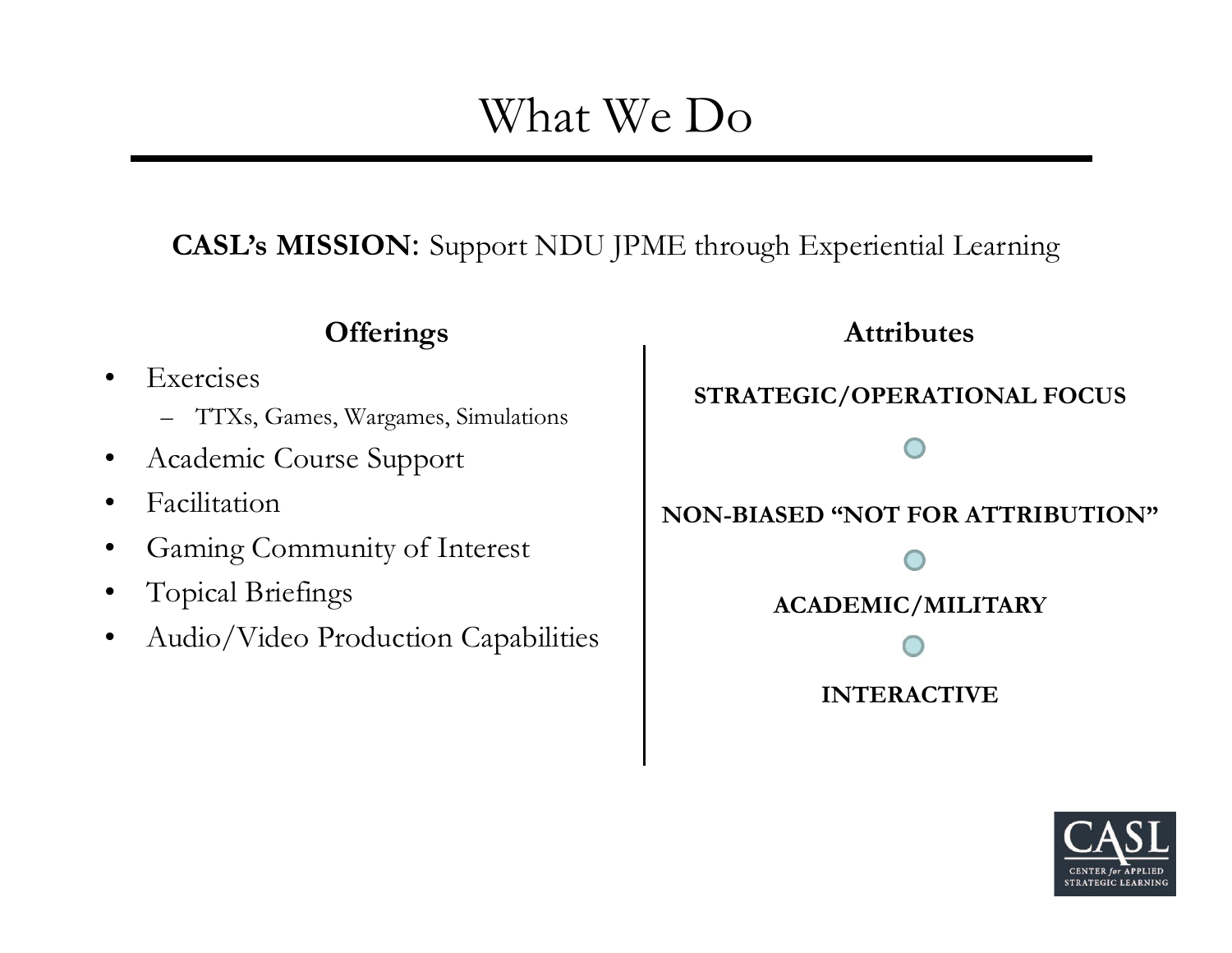# What We Do

**CASL's MISSION**: Support NDU JPME through Experiential Learning

## Offerings

- Exercises
  - TTXs, Games, Wargames, Simulations
- Academic Course Support
- Facilitation
- Gaming Community of Interest
- Topical Briefings
- Audio/Video Production Capabilities

## Attributes

**STRATEGIC/OPERATIONAL FOCUS**

**NON-BIASED "NOT FOR ATTRIBUTION"**

**ACADEMIC/MILITARY**

**INTERACTIVE**

CASL
CENTER *for* APPLIED STRATEGIC LEARNING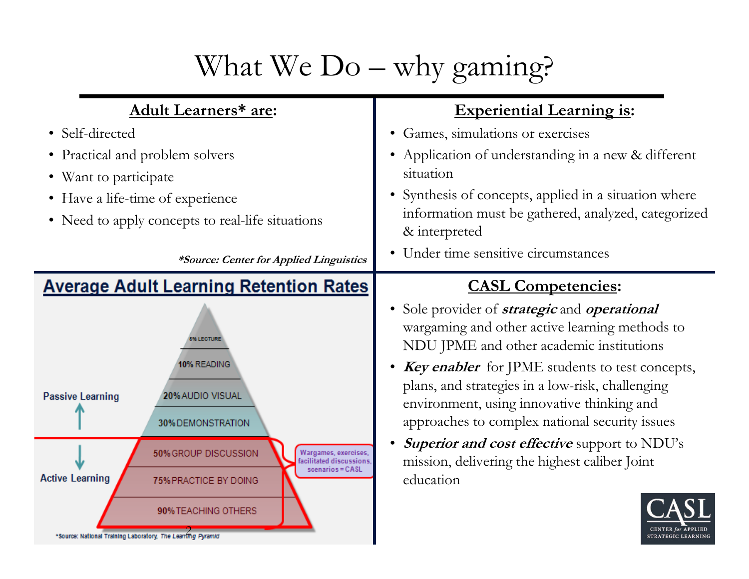# What We Do – why gaming?

## Adult Learners* are:

- Self-directed
- Practical and problem solvers
- Want to participate
- Have a life-time of experience
- Need to apply concepts to real-life situations

****Source: Center for Applied Linguistics***

## Experiential Learning is:

- Games, simulations or exercises
- Application of understanding in a new & different situation
- Synthesis of concepts, applied in a situation where information must be gathered, analyzed, categorized & interpreted
- Under time sensitive circumstances

## Average Adult Learning Retention Rates

Passive Learning

- 5% LECTURE
- 10% READING
- 20% AUDIO VISUAL
- 30% DEMONSTRATION

Active Learning

- 50% GROUP DISCUSSION
- 75% PRACTICE BY DOING
- 90% TEACHING OTHERS

Wargames, exercises, facilitated discussions, scenarios = CASL

*Source: National Training Laboratory, *The Learning Pyramid*

## CASL Competencies:

- Sole provider of ***strategic*** and ***operational*** wargaming and other active learning methods to NDU JPME and other academic institutions
- ***Key enabler*** for JPME students to test concepts, plans, and strategies in a low-risk, challenging environment, using innovative thinking and approaches to complex national security issues
- ***Superior and cost effective*** support to NDU's mission, delivering the highest caliber Joint education

CASL
CENTER *for* APPLIED STRATEGIC LEARNING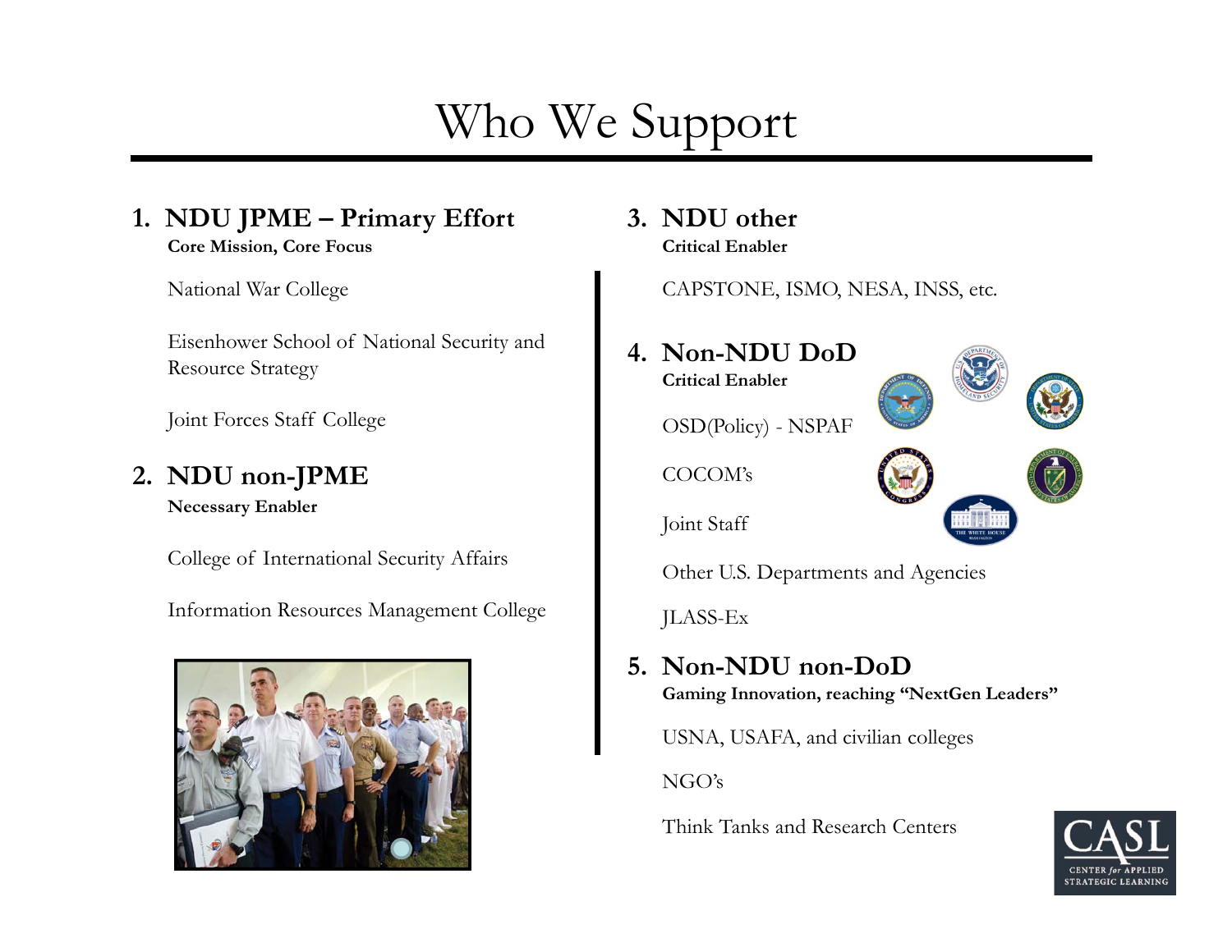# Who We Support

1. **NDU JPME – Primary Effort**
   **Core Mission, Core Focus**

   National War College

   Eisenhower School of National Security and Resource Strategy

   Joint Forces Staff College

2. **NDU non-JPME**
   **Necessary Enabler**

   College of International Security Affairs

   Information Resources Management College

3. **NDU other**
   **Critical Enabler**

   CAPSTONE, ISMO, NESA, INSS, etc.

4. **Non-NDU DoD**
   **Critical Enabler**

   OSD(Policy) - NSPAF

   COCOM's

   Joint Staff

   Other U.S. Departments and Agencies

   JLASS-Ex

5. **Non-NDU non-DoD**
   **Gaming Innovation, reaching "NextGen Leaders"**

   USNA, USAFA, and civilian colleges

   NGO's

   Think Tanks and Research Centers

CASL
CENTER *for* APPLIED STRATEGIC LEARNING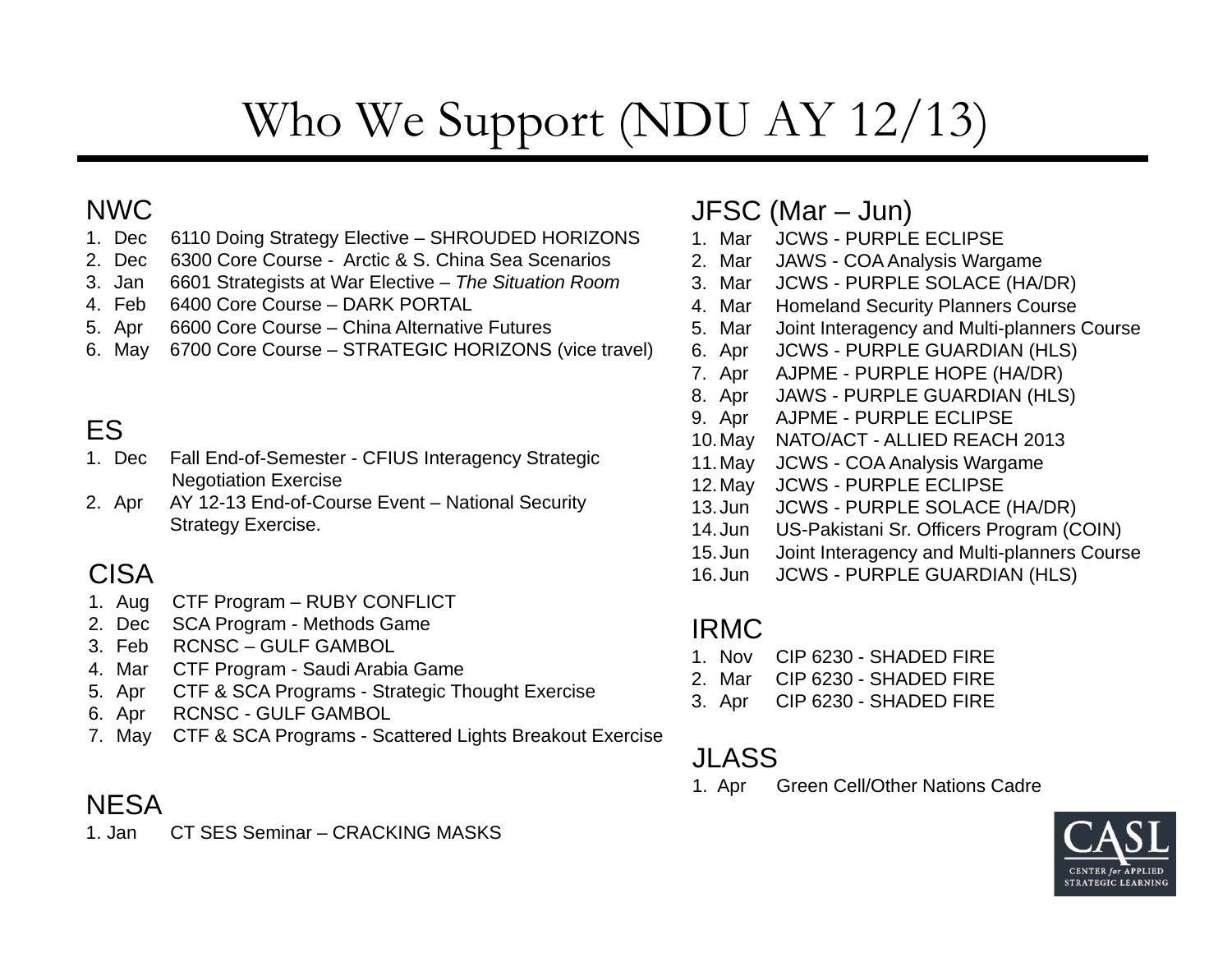# Who We Support (NDU AY 12/13)

## NWC

1. Dec 6110 Doing Strategy Elective – SHROUDED HORIZONS
2. Dec 6300 Core Course - Arctic & S. China Sea Scenarios
3. Jan 6601 Strategists at War Elective – *The Situation Room*
4. Feb 6400 Core Course – DARK PORTAL
5. Apr 6600 Core Course – China Alternative Futures
6. May 6700 Core Course – STRATEGIC HORIZONS (vice travel)

## ES

1. Dec Fall End-of-Semester - CFIUS Interagency Strategic Negotiation Exercise
2. Apr AY 12-13 End-of-Course Event – National Security Strategy Exercise.

## CISA

1. Aug CTF Program – RUBY CONFLICT
2. Dec SCA Program - Methods Game
3. Feb RCNSC – GULF GAMBOL
4. Mar CTF Program - Saudi Arabia Game
5. Apr CTF & SCA Programs - Strategic Thought Exercise
6. Apr RCNSC - GULF GAMBOL
7. May CTF & SCA Programs - Scattered Lights Breakout Exercise

## NESA

1. Jan CT SES Seminar – CRACKING MASKS

## JFSC (Mar – Jun)

1. Mar JCWS - PURPLE ECLIPSE
2. Mar JAWS - COA Analysis Wargame
3. Mar JCWS - PURPLE SOLACE (HA/DR)
4. Mar Homeland Security Planners Course
5. Mar Joint Interagency and Multi-planners Course
6. Apr JCWS - PURPLE GUARDIAN (HLS)
7. Apr AJPME - PURPLE HOPE (HA/DR)
8. Apr JAWS - PURPLE GUARDIAN (HLS)
9. Apr AJPME - PURPLE ECLIPSE
10. May NATO/ACT - ALLIED REACH 2013
11. May JCWS - COA Analysis Wargame
12. May JCWS - PURPLE ECLIPSE
13. Jun JCWS - PURPLE SOLACE (HA/DR)
14. Jun US-Pakistani Sr. Officers Program (COIN)
15. Jun Joint Interagency and Multi-planners Course
16. Jun JCWS - PURPLE GUARDIAN (HLS)

## IRMC

1. Nov CIP 6230 - SHADED FIRE
2. Mar CIP 6230 - SHADED FIRE
3. Apr CIP 6230 - SHADED FIRE

## JLASS

1. Apr Green Cell/Other Nations Cadre

CASL
CENTER *for* APPLIED STRATEGIC LEARNING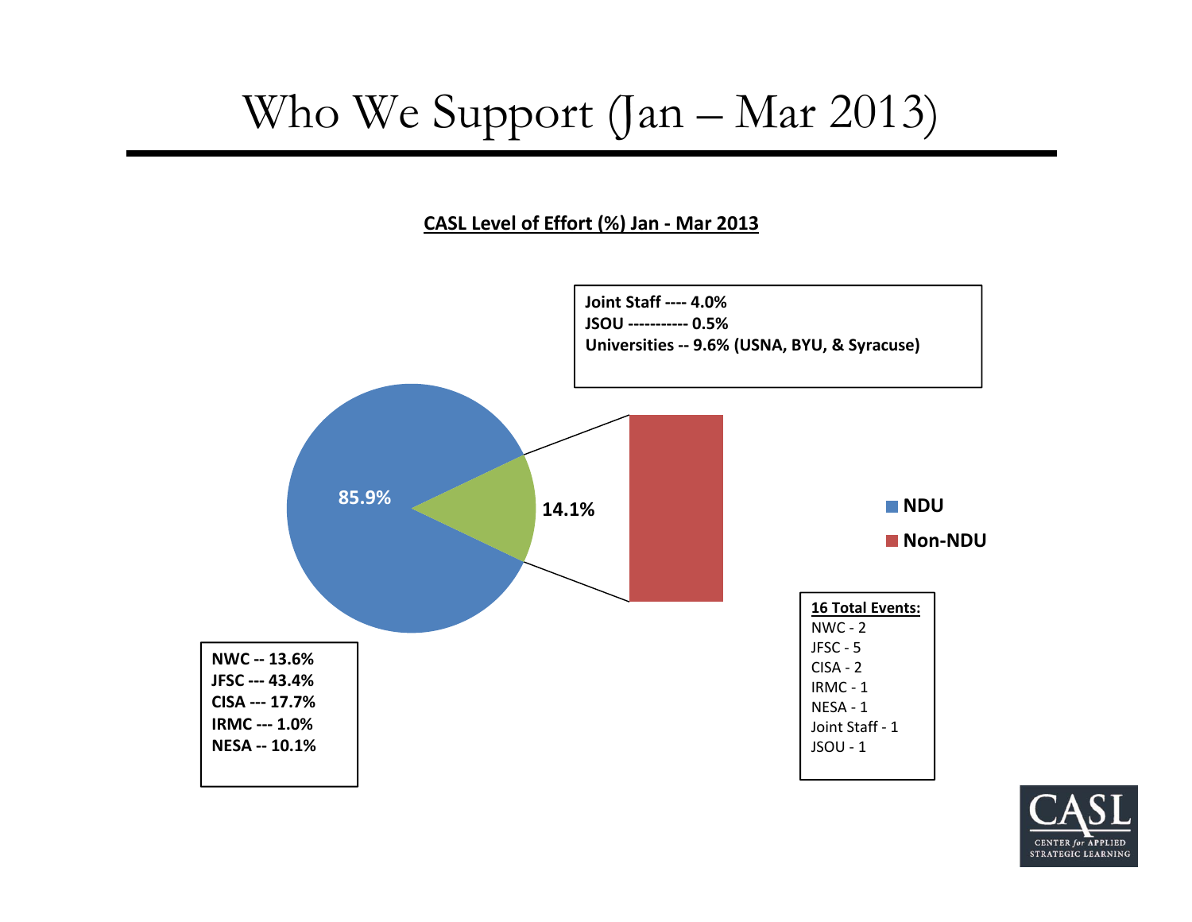# Who We Support (Jan – Mar 2013)

**CASL Level of Effort (%) Jan - Mar 2013**

**Joint Staff ---- 4.0%**
**JSOU ----------- 0.5%**
**Universities -- 9.6% (USNA, BYU, & Syracuse)**

85.9%

14.1%

NDU

Non-NDU

**NWC -- 13.6%**
**JFSC --- 43.4%**
**CISA --- 17.7%**
**IRMC --- 1.0%**
**NESA -- 10.1%**

**16 Total Events:**

NWC - 2
JFSC - 5
CISA - 2
IRMC - 1
NESA - 1
Joint Staff - 1
JSOU - 1

CASL
CENTER *for* APPLIED STRATEGIC LEARNING